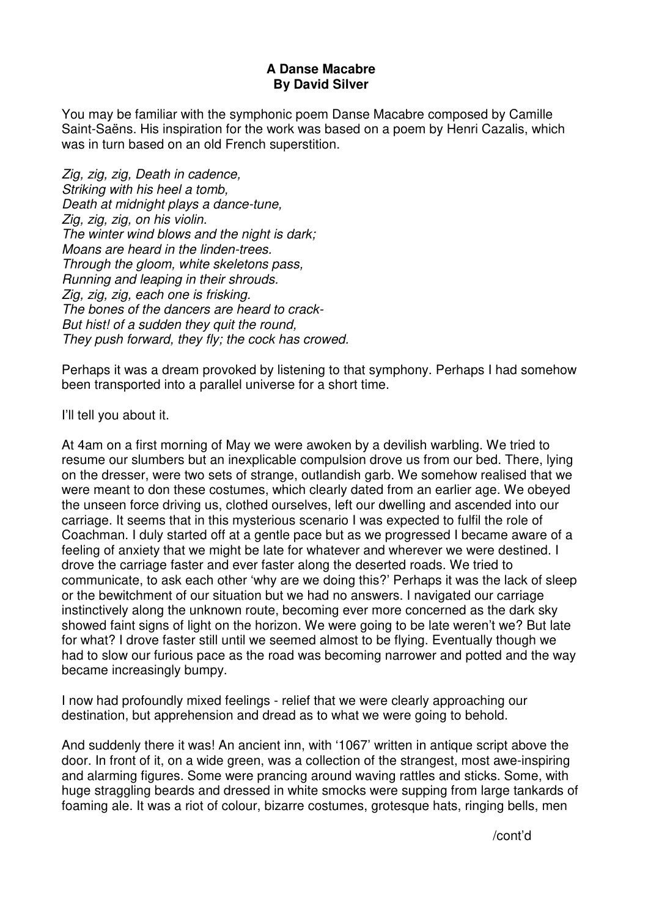**A Danse Macabre**
**By David Silver**

You may be familiar with the symphonic poem Danse Macabre composed by Camille Saint-Saëns. His inspiration for the work was based on a poem by Henri Cazalis, which was in turn based on an old French superstition.

*Zig, zig, zig, Death in cadence,*
*Striking with his heel a tomb,*
*Death at midnight plays a dance-tune,*
*Zig, zig, zig, on his violin.*
*The winter wind blows and the night is dark;*
*Moans are heard in the linden-trees.*
*Through the gloom, white skeletons pass,*
*Running and leaping in their shrouds.*
*Zig, zig, zig, each one is frisking.*
*The bones of the dancers are heard to crack-*
*But hist! of a sudden they quit the round,*
*They push forward, they fly; the cock has crowed.*

Perhaps it was a dream provoked by listening to that symphony. Perhaps I had somehow been transported into a parallel universe for a short time.

I'll tell you about it.

At 4am on a first morning of May we were awoken by a devilish warbling. We tried to resume our slumbers but an inexplicable compulsion drove us from our bed. There, lying on the dresser, were two sets of strange, outlandish garb. We somehow realised that we were meant to don these costumes, which clearly dated from an earlier age. We obeyed the unseen force driving us, clothed ourselves, left our dwelling and ascended into our carriage. It seems that in this mysterious scenario I was expected to fulfil the role of Coachman. I duly started off at a gentle pace but as we progressed I became aware of a feeling of anxiety that we might be late for whatever and wherever we were destined. I drove the carriage faster and ever faster along the deserted roads. We tried to communicate, to ask each other 'why are we doing this?' Perhaps it was the lack of sleep or the bewitchment of our situation but we had no answers. I navigated our carriage instinctively along the unknown route, becoming ever more concerned as the dark sky showed faint signs of light on the horizon. We were going to be late weren't we? But late for what? I drove faster still until we seemed almost to be flying. Eventually though we had to slow our furious pace as the road was becoming narrower and potted and the way became increasingly bumpy.

I now had profoundly mixed feelings - relief that we were clearly approaching our destination, but apprehension and dread as to what we were going to behold.

And suddenly there it was! An ancient inn, with '1067' written in antique script above the door. In front of it, on a wide green, was a collection of the strangest, most awe-inspiring and alarming figures. Some were prancing around waving rattles and sticks. Some, with huge straggling beards and dressed in white smocks were supping from large tankards of foaming ale. It was a riot of colour, bizarre costumes, grotesque hats, ringing bells, men

/cont'd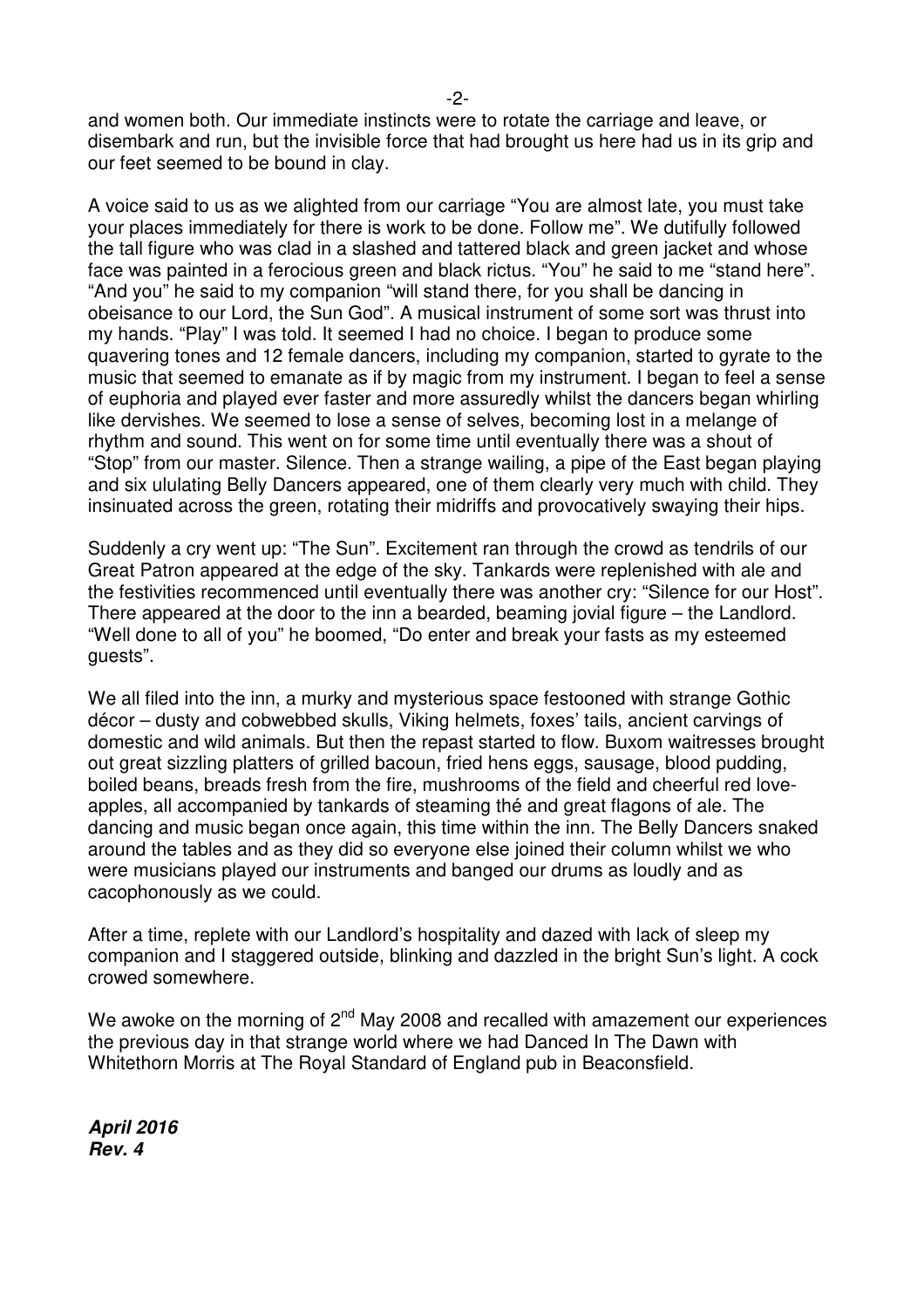and women both. Our immediate instincts were to rotate the carriage and leave, or disembark and run, but the invisible force that had brought us here had us in its grip and our feet seemed to be bound in clay.

A voice said to us as we alighted from our carriage "You are almost late, you must take your places immediately for there is work to be done. Follow me". We dutifully followed the tall figure who was clad in a slashed and tattered black and green jacket and whose face was painted in a ferocious green and black rictus. "You" he said to me "stand here". "And you" he said to my companion "will stand there, for you shall be dancing in obeisance to our Lord, the Sun God". A musical instrument of some sort was thrust into my hands. "Play" I was told. It seemed I had no choice. I began to produce some quavering tones and 12 female dancers, including my companion, started to gyrate to the music that seemed to emanate as if by magic from my instrument. I began to feel a sense of euphoria and played ever faster and more assuredly whilst the dancers began whirling like dervishes. We seemed to lose a sense of selves, becoming lost in a melange of rhythm and sound. This went on for some time until eventually there was a shout of "Stop" from our master. Silence. Then a strange wailing, a pipe of the East began playing and six ululating Belly Dancers appeared, one of them clearly very much with child. They insinuated across the green, rotating their midriffs and provocatively swaying their hips.

Suddenly a cry went up: "The Sun". Excitement ran through the crowd as tendrils of our Great Patron appeared at the edge of the sky. Tankards were replenished with ale and the festivities recommenced until eventually there was another cry: "Silence for our Host". There appeared at the door to the inn a bearded, beaming jovial figure – the Landlord. "Well done to all of you" he boomed, "Do enter and break your fasts as my esteemed guests".

We all filed into the inn, a murky and mysterious space festooned with strange Gothic décor – dusty and cobwebbed skulls, Viking helmets, foxes' tails, ancient carvings of domestic and wild animals. But then the repast started to flow. Buxom waitresses brought out great sizzling platters of grilled bacoun, fried hens eggs, sausage, blood pudding, boiled beans, breads fresh from the fire, mushrooms of the field and cheerful red love-apples, all accompanied by tankards of steaming thé and great flagons of ale. The dancing and music began once again, this time within the inn. The Belly Dancers snaked around the tables and as they did so everyone else joined their column whilst we who were musicians played our instruments and banged our drums as loudly and as cacophonously as we could.

After a time, replete with our Landlord's hospitality and dazed with lack of sleep my companion and I staggered outside, blinking and dazzled in the bright Sun's light. A cock crowed somewhere.

We awoke on the morning of 2nd May 2008 and recalled with amazement our experiences the previous day in that strange world where we had Danced In The Dawn with Whitethorn Morris at The Royal Standard of England pub in Beaconsfield.

***April 2016***
***Rev. 4***